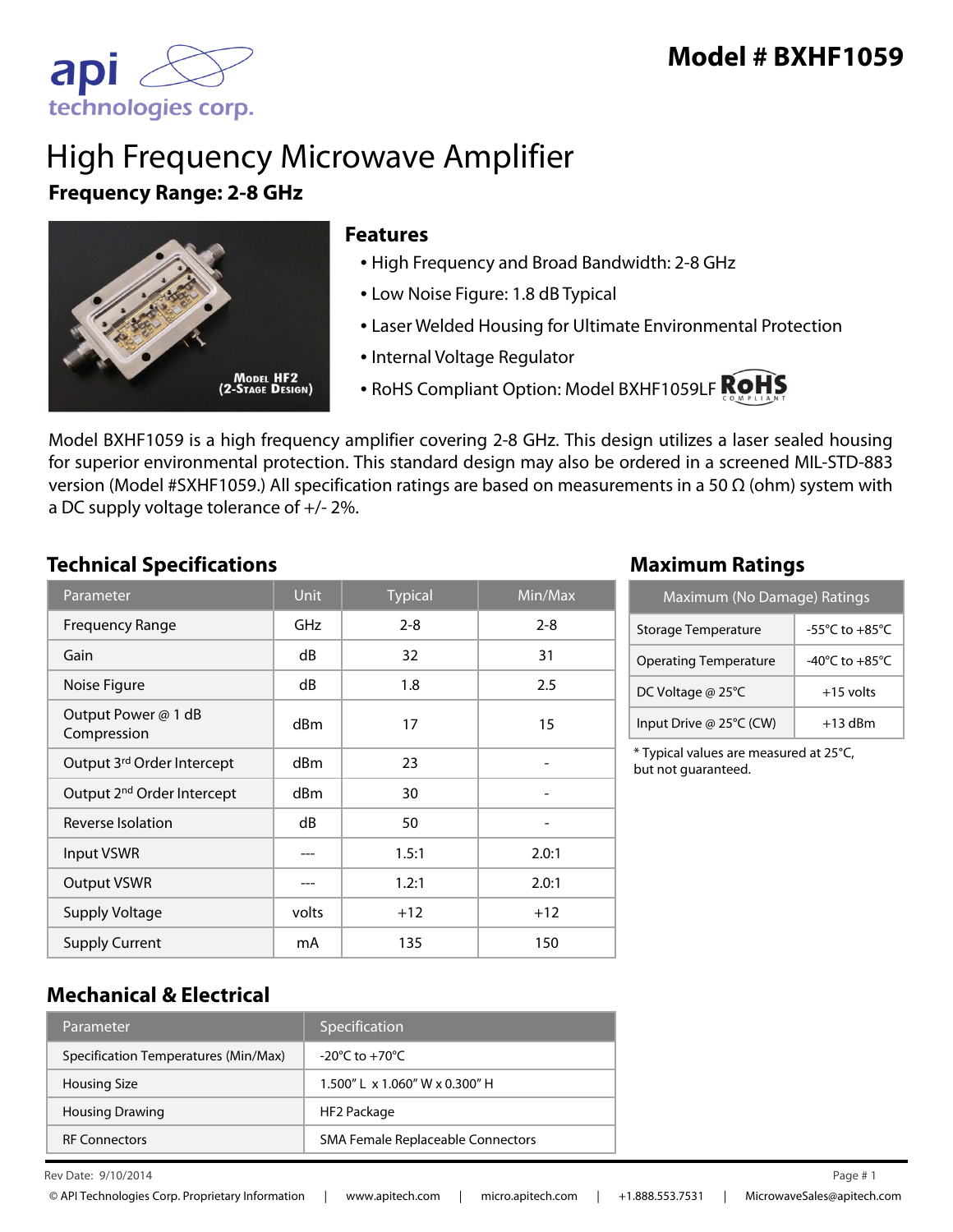# Model # BXHF1059

# High Frequency Microwave Amplifier

**Frequency Range: 2-8 GHz**

## Features

- High Frequency and Broad Bandwidth: 2-8 GHz
- Low Noise Figure: 1.8 dB Typical
- Laser Welded Housing for Ultimate Environmental Protection
- Internal Voltage Regulator
- RoHS Compliant Option: Model BXHF1059LF

Model BXHF1059 is a high frequency amplifier covering 2-8 GHz. This design utilizes a laser sealed housing for superior environmental protection. This standard design may also be ordered in a screened MIL-STD-883 version (Model #SXHF1059.) All specification ratings are based on measurements in a 50 Ω (ohm) system with a DC supply voltage tolerance of +/- 2%.

## Technical Specifications

| Parameter | Unit | Typical | Min/Max |
|---|---|---|---|
| Frequency Range | GHz | 2-8 | 2-8 |
| Gain | dB | 32 | 31 |
| Noise Figure | dB | 1.8 | 2.5 |
| Output Power @ 1 dB Compression | dBm | 17 | 15 |
| Output 3rd Order Intercept | dBm | 23 | - |
| Output 2nd Order Intercept | dBm | 30 | - |
| Reverse Isolation | dB | 50 | - |
| Input VSWR | --- | 1.5:1 | 2.0:1 |
| Output VSWR | --- | 1.2:1 | 2.0:1 |
| Supply Voltage | volts | +12 | +12 |
| Supply Current | mA | 135 | 150 |

## Maximum Ratings

| Maximum (No Damage) Ratings | |
|---|---|
| Storage Temperature | -55°C to +85°C |
| Operating Temperature | -40°C to +85°C |
| DC Voltage @ 25°C | +15 volts |
| Input Drive @ 25°C (CW) | +13 dBm |

* Typical values are measured at 25°C, but not guaranteed.

## Mechanical & Electrical

| Parameter | Specification |
|---|---|
| Specification Temperatures (Min/Max) | -20°C to +70°C |
| Housing Size | 1.500" L x 1.060" W x 0.300" H |
| Housing Drawing | HF2 Package |
| RF Connectors | SMA Female Replaceable Connectors |

Rev Date: 9/10/2014

© API Technologies Corp. Proprietary Information | www.apitech.com | micro.apitech.com | +1.888.553.7531 | MicrowaveSales@apitech.com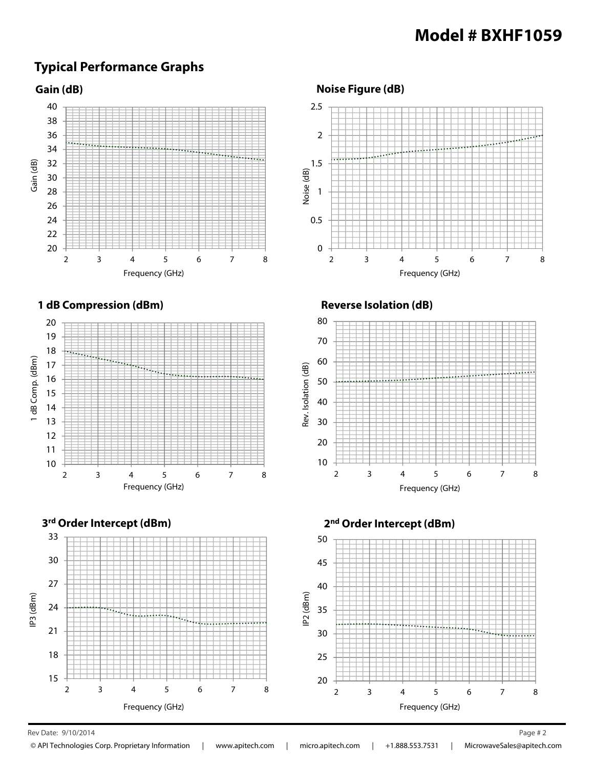# Model # BXHF1059

## Typical Performance Graphs

### Gain (dB)

Gain (dB)

Frequency (GHz)

### Noise Figure (dB)

Noise (dB)

Frequency (GHz)

### 1 dB Compression (dBm)

1 dB Comp. (dBm)

Frequency (GHz)

### Reverse Isolation (dB)

Rev. Isolation (dB)

Frequency (GHz)

### 3rd Order Intercept (dBm)

IP3 (dBm)

Frequency (GHz)

### 2nd Order Intercept (dBm)

IP2 (dBm)

Frequency (GHz)

Rev Date: 9/10/2014

© API Technologies Corp. Proprietary Information | www.apitech.com | micro.apitech.com | +1.888.553.7531 | MicrowaveSales@apitech.com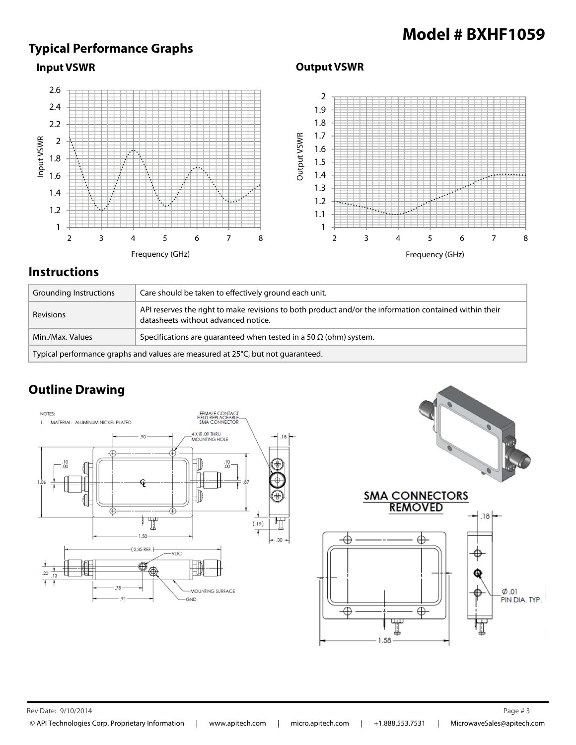# Model # BXHF1059

## Typical Performance Graphs

### Input VSWR

Input VSWR

2.6
2.4
2.2
2
1.8
1.6
1.4
1.2
1

2 3 4 5 6 7 8

Frequency (GHz)

### Output VSWR

Output VSWR

2
1.9
1.8
1.7
1.6
1.5
1.4
1.3
1.2
1.1
1

2 3 4 5 6 7 8

Frequency (GHz)

## Instructions

| | |
|---|---|
| Grounding Instructions | Care should be taken to effectively ground each unit. |
| Revisions | API reserves the right to make revisions to both product and/or the information contained within their datasheets without advanced notice. |
| Min./Max. Values | Specifications are guaranteed when tested in a 50 Ω (ohm) system. |
| Typical performance graphs and values are measured at 25°C, but not guaranteed. | |

## Outline Drawing

NOTES:

1. MATERIAL: ALUMINUM NICKEL PLATED

FEMALE CONTACT FIELD REPLACEABLE SMA CONNECTOR

4 X Ø .09 THRU MOUNTING HOLE

.90

.18

.10 .00

.10 .00

1.06

.87

(.19)

1.50

.30

(2.35 REF.)

VDC

.20

.13

.75

.91

MOUNTING SURFACE

GND

SMA CONNECTORS REMOVED

.18

Ø .01 PIN DIA. TYP.

1.58

Rev Date: 9/10/2014